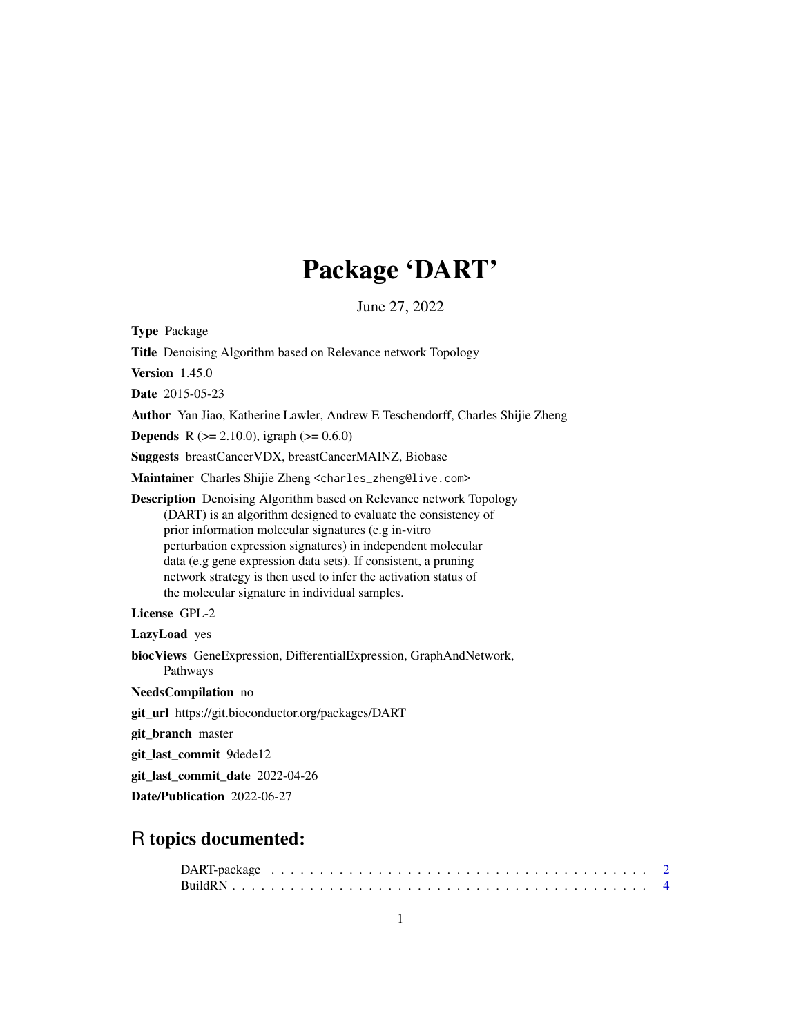# Package 'DART'

June 27, 2022

**Type** Package

**Title** Denoising Algorithm based on Relevance network Topology

**Version** 1.45.0

**Date** 2015-05-23

**Author** Yan Jiao, Katherine Lawler, Andrew E Teschendorff, Charles Shijie Zheng

**Depends** R (>= 2.10.0), igraph (>= 0.6.0)

**Suggests** breastCancerVDX, breastCancerMAINZ, Biobase

**Maintainer** Charles Shijie Zheng <charles_zheng@live.com>

**Description** Denoising Algorithm based on Relevance network Topology (DART) is an algorithm designed to evaluate the consistency of prior information molecular signatures (e.g in-vitro perturbation expression signatures) in independent molecular data (e.g gene expression data sets). If consistent, a pruning network strategy is then used to infer the activation status of the molecular signature in individual samples.

**License** GPL-2

**LazyLoad** yes

**biocViews** GeneExpression, DifferentialExpression, GraphAndNetwork, Pathways

**NeedsCompilation** no

**git_url** https://git.bioconductor.org/packages/DART

**git_branch** master

**git_last_commit** 9dede12

**git_last_commit_date** 2022-04-26

**Date/Publication** 2022-06-27

## R topics documented:

DART-package . . . . . . . . . . . . . . . . . . . . . . . . . . . . . . . . . . . . . . 2
BuildRN . . . . . . . . . . . . . . . . . . . . . . . . . . . . . . . . . . . . . . . . . 4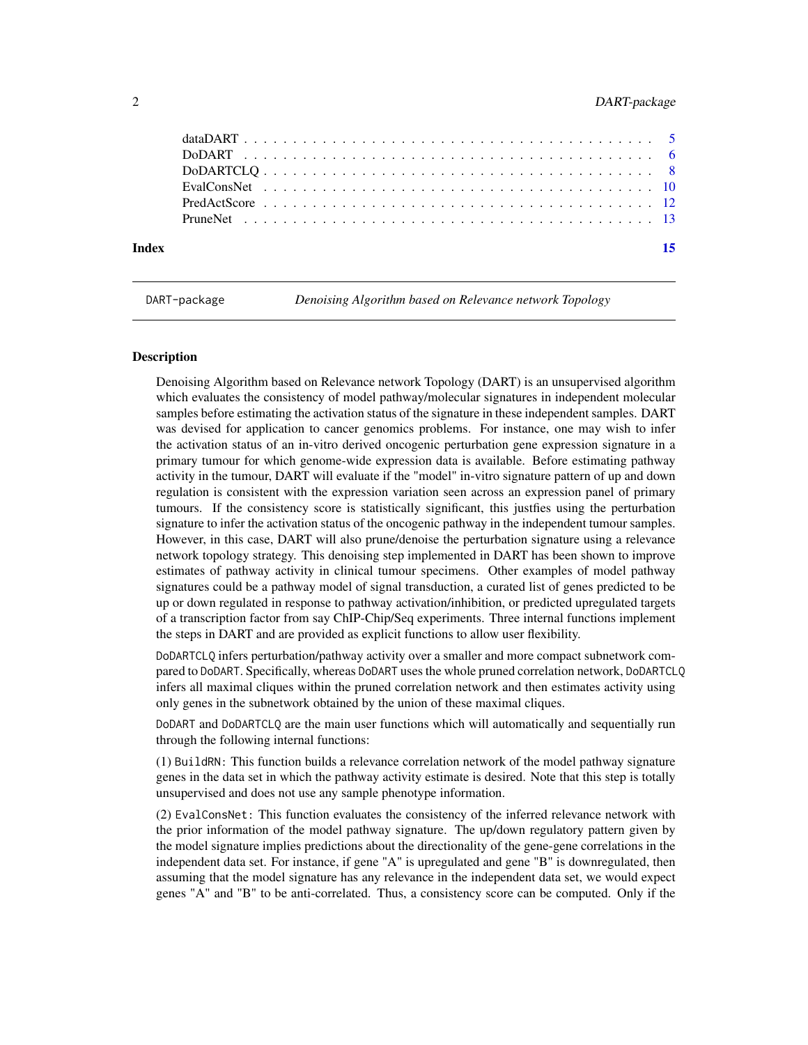| | |
|---|---|
| dataDART | 5 |
| DoDART | 6 |
| DoDARTCLQ | 8 |
| EvalConsNet | 10 |
| PredActScore | 12 |
| PruneNet | 13 |

**Index** **15**

---

DART-package *Denoising Algorithm based on Relevance network Topology*

---

## Description

Denoising Algorithm based on Relevance network Topology (DART) is an unsupervised algorithm which evaluates the consistency of model pathway/molecular signatures in independent molecular samples before estimating the activation status of the signature in these independent samples. DART was devised for application to cancer genomics problems. For instance, one may wish to infer the activation status of an in-vitro derived oncogenic perturbation gene expression signature in a primary tumour for which genome-wide expression data is available. Before estimating pathway activity in the tumour, DART will evaluate if the "model" in-vitro signature pattern of up and down regulation is consistent with the expression variation seen across an expression panel of primary tumours. If the consistency score is statistically significant, this justfies using the perturbation signature to infer the activation status of the oncogenic pathway in the independent tumour samples. However, in this case, DART will also prune/denoise the perturbation signature using a relevance network topology strategy. This denoising step implemented in DART has been shown to improve estimates of pathway activity in clinical tumour specimens. Other examples of model pathway signatures could be a pathway model of signal transduction, a curated list of genes predicted to be up or down regulated in response to pathway activation/inhibition, or predicted upregulated targets of a transcription factor from say ChIP-Chip/Seq experiments. Three internal functions implement the steps in DART and are provided as explicit functions to allow user flexibility.

`DoDARTCLQ` infers perturbation/pathway activity over a smaller and more compact subnetwork compared to `DoDART`. Specifically, whereas `DoDART` uses the whole pruned correlation network, `DoDARTCLQ` infers all maximal cliques within the pruned correlation network and then estimates activity using only genes in the subnetwork obtained by the union of these maximal cliques.

`DoDART` and `DoDARTCLQ` are the main user functions which will automatically and sequentially run through the following internal functions:

(1) `BuildRN`: This function builds a relevance correlation network of the model pathway signature genes in the data set in which the pathway activity estimate is desired. Note that this step is totally unsupervised and does not use any sample phenotype information.

(2) `EvalConsNet`: This function evaluates the consistency of the inferred relevance network with the prior information of the model pathway signature. The up/down regulatory pattern given by the model signature implies predictions about the directionality of the gene-gene correlations in the independent data set. For instance, if gene "A" is upregulated and gene "B" is downregulated, then assuming that the model signature has any relevance in the independent data set, we would expect genes "A" and "B" to be anti-correlated. Thus, a consistency score can be computed. Only if the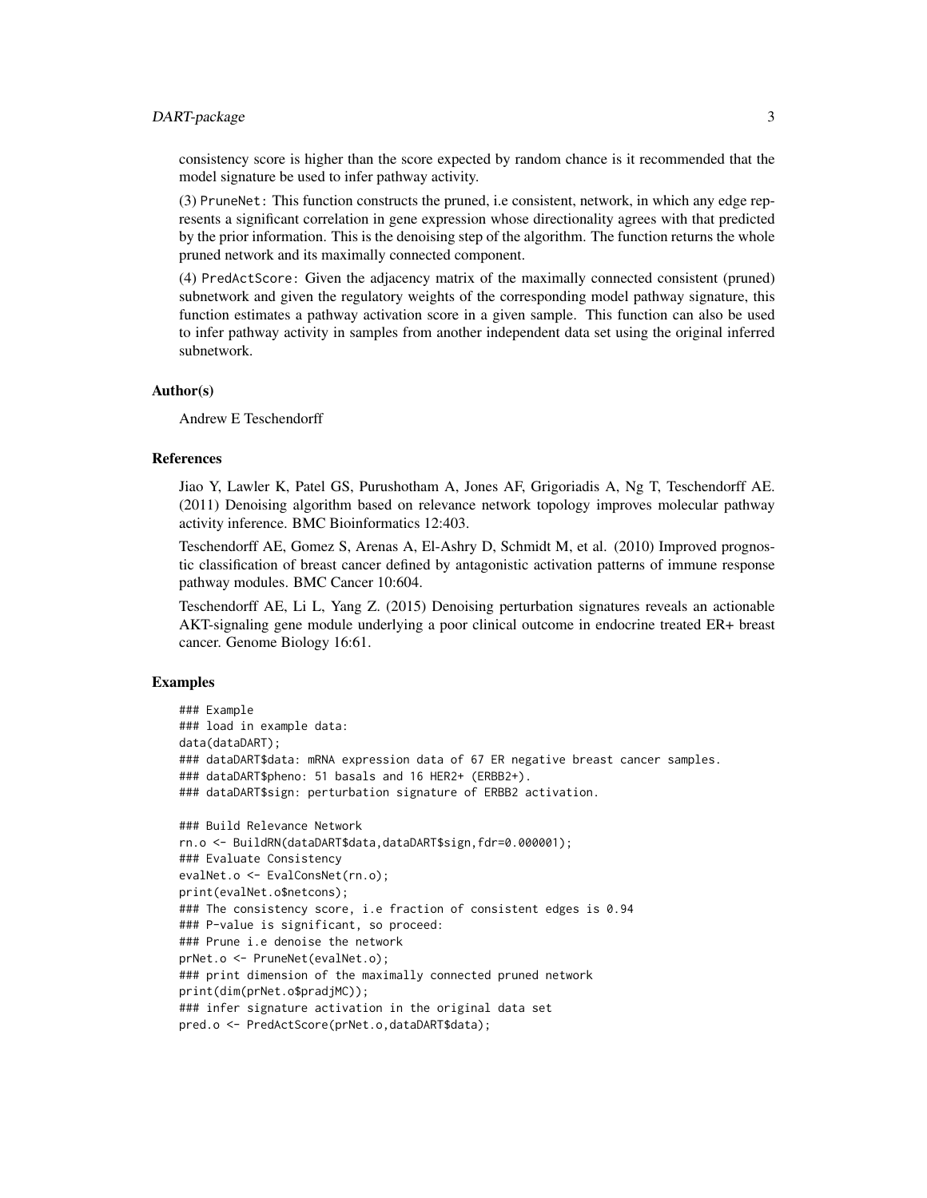consistency score is higher than the score expected by random chance is it recommended that the model signature be used to infer pathway activity.

(3) PruneNet: This function constructs the pruned, i.e consistent, network, in which any edge represents a significant correlation in gene expression whose directionality agrees with that predicted by the prior information. This is the denoising step of the algorithm. The function returns the whole pruned network and its maximally connected component.

(4) PredActScore: Given the adjacency matrix of the maximally connected consistent (pruned) subnetwork and given the regulatory weights of the corresponding model pathway signature, this function estimates a pathway activation score in a given sample. This function can also be used to infer pathway activity in samples from another independent data set using the original inferred subnetwork.

## Author(s)

Andrew E Teschendorff

## References

Jiao Y, Lawler K, Patel GS, Purushotham A, Jones AF, Grigoriadis A, Ng T, Teschendorff AE. (2011) Denoising algorithm based on relevance network topology improves molecular pathway activity inference. BMC Bioinformatics 12:403.

Teschendorff AE, Gomez S, Arenas A, El-Ashry D, Schmidt M, et al. (2010) Improved prognostic classification of breast cancer defined by antagonistic activation patterns of immune response pathway modules. BMC Cancer 10:604.

Teschendorff AE, Li L, Yang Z. (2015) Denoising perturbation signatures reveals an actionable AKT-signaling gene module underlying a poor clinical outcome in endocrine treated ER+ breast cancer. Genome Biology 16:61.

## Examples

```
### Example
### load in example data:
data(dataDART);
### dataDART$data: mRNA expression data of 67 ER negative breast cancer samples.
### dataDART$pheno: 51 basals and 16 HER2+ (ERBB2+).
### dataDART$sign: perturbation signature of ERBB2 activation.

### Build Relevance Network
rn.o <- BuildRN(dataDART$data,dataDART$sign,fdr=0.000001);
### Evaluate Consistency
evalNet.o <- EvalConsNet(rn.o);
print(evalNet.o$netcons);
### The consistency score, i.e fraction of consistent edges is 0.94
### P-value is significant, so proceed:
### Prune i.e denoise the network
prNet.o <- PruneNet(evalNet.o);
### print dimension of the maximally connected pruned network
print(dim(prNet.o$pradjMC));
### infer signature activation in the original data set
pred.o <- PredActScore(prNet.o,dataDART$data);
```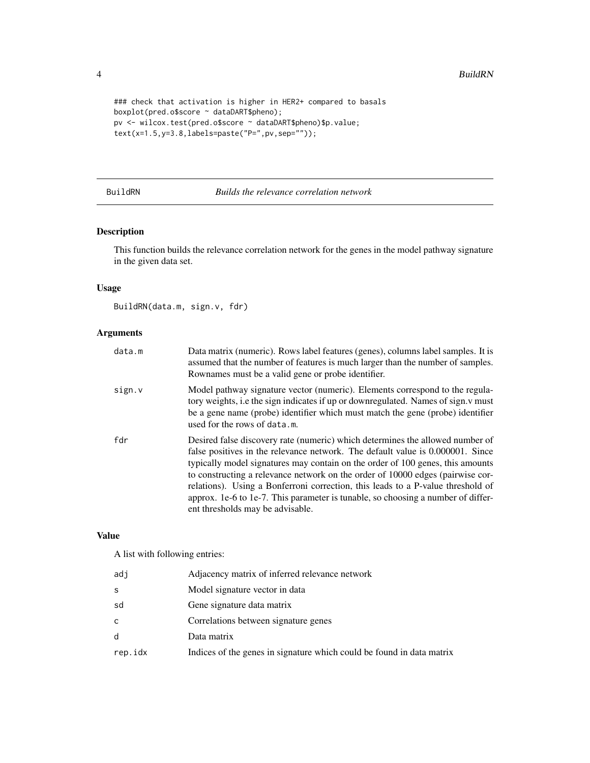```
### check that activation is higher in HER2+ compared to basals
boxplot(pred.o$score ~ dataDART$pheno);
pv <- wilcox.test(pred.o$score ~ dataDART$pheno)$p.value;
text(x=1.5,y=3.8,labels=paste("P=",pv,sep=""));
```

## BuildRN — *Builds the relevance correlation network*

### Description

This function builds the relevance correlation network for the genes in the model pathway signature in the given data set.

### Usage

```
BuildRN(data.m, sign.v, fdr)
```

### Arguments

| | |
|---|---|
| data.m | Data matrix (numeric). Rows label features (genes), columns label samples. It is assumed that the number of features is much larger than the number of samples. Rownames must be a valid gene or probe identifier. |
| sign.v | Model pathway signature vector (numeric). Elements correspond to the regulatory weights, i.e the sign indicates if up or downregulated. Names of sign.v must be a gene name (probe) identifier which must match the gene (probe) identifier used for the rows of data.m. |
| fdr | Desired false discovery rate (numeric) which determines the allowed number of false positives in the relevance network. The default value is 0.000001. Since typically model signatures may contain on the order of 100 genes, this amounts to constructing a relevance network on the order of 10000 edges (pairwise correlations). Using a Bonferroni correction, this leads to a P-value threshold of approx. 1e-6 to 1e-7. This parameter is tunable, so choosing a number of different thresholds may be advisable. |

### Value

A list with following entries:

| | |
|---|---|
| adj | Adjacency matrix of inferred relevance network |
| s | Model signature vector in data |
| sd | Gene signature data matrix |
| c | Correlations between signature genes |
| d | Data matrix |
| rep.idx | Indices of the genes in signature which could be found in data matrix |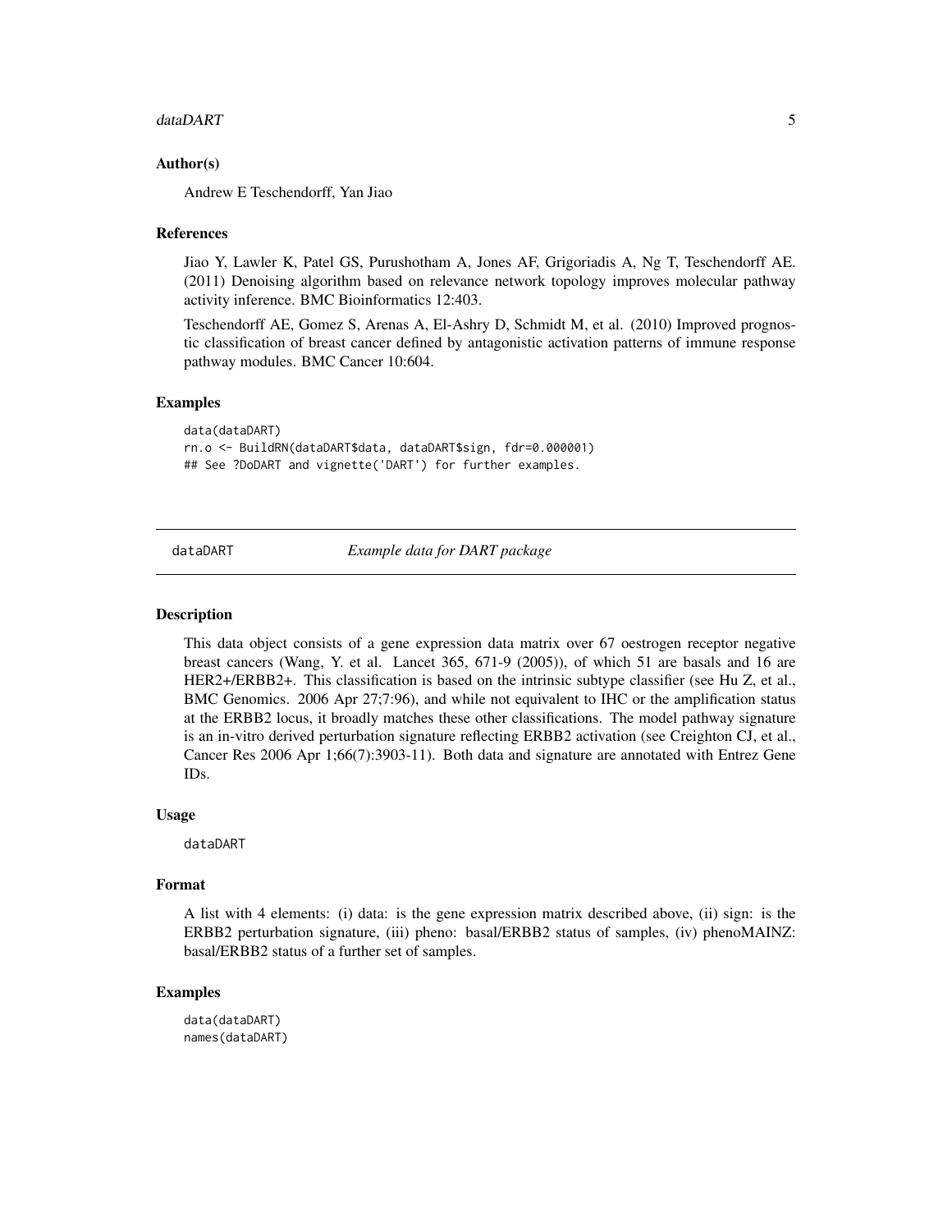### Author(s)

Andrew E Teschendorff, Yan Jiao

### References

Jiao Y, Lawler K, Patel GS, Purushotham A, Jones AF, Grigoriadis A, Ng T, Teschendorff AE. (2011) Denoising algorithm based on relevance network topology improves molecular pathway activity inference. BMC Bioinformatics 12:403.

Teschendorff AE, Gomez S, Arenas A, El-Ashry D, Schmidt M, et al. (2010) Improved prognostic classification of breast cancer defined by antagonistic activation patterns of immune response pathway modules. BMC Cancer 10:604.

### Examples

```
data(dataDART)
rn.o <- BuildRN(dataDART$data, dataDART$sign, fdr=0.000001)
## See ?DoDART and vignette('DART') for further examples.
```

---

## dataDART *Example data for DART package*

---

### Description

This data object consists of a gene expression data matrix over 67 oestrogen receptor negative breast cancers (Wang, Y. et al. Lancet 365, 671-9 (2005)), of which 51 are basals and 16 are HER2+/ERBB2+. This classification is based on the intrinsic subtype classifier (see Hu Z, et al., BMC Genomics. 2006 Apr 27;7:96), and while not equivalent to IHC or the amplification status at the ERBB2 locus, it broadly matches these other classifications. The model pathway signature is an in-vitro derived perturbation signature reflecting ERBB2 activation (see Creighton CJ, et al., Cancer Res 2006 Apr 1;66(7):3903-11). Both data and signature are annotated with Entrez Gene IDs.

### Usage

```
dataDART
```

### Format

A list with 4 elements: (i) data: is the gene expression matrix described above, (ii) sign: is the ERBB2 perturbation signature, (iii) pheno: basal/ERBB2 status of samples, (iv) phenoMAINZ: basal/ERBB2 status of a further set of samples.

### Examples

```
data(dataDART)
names(dataDART)
```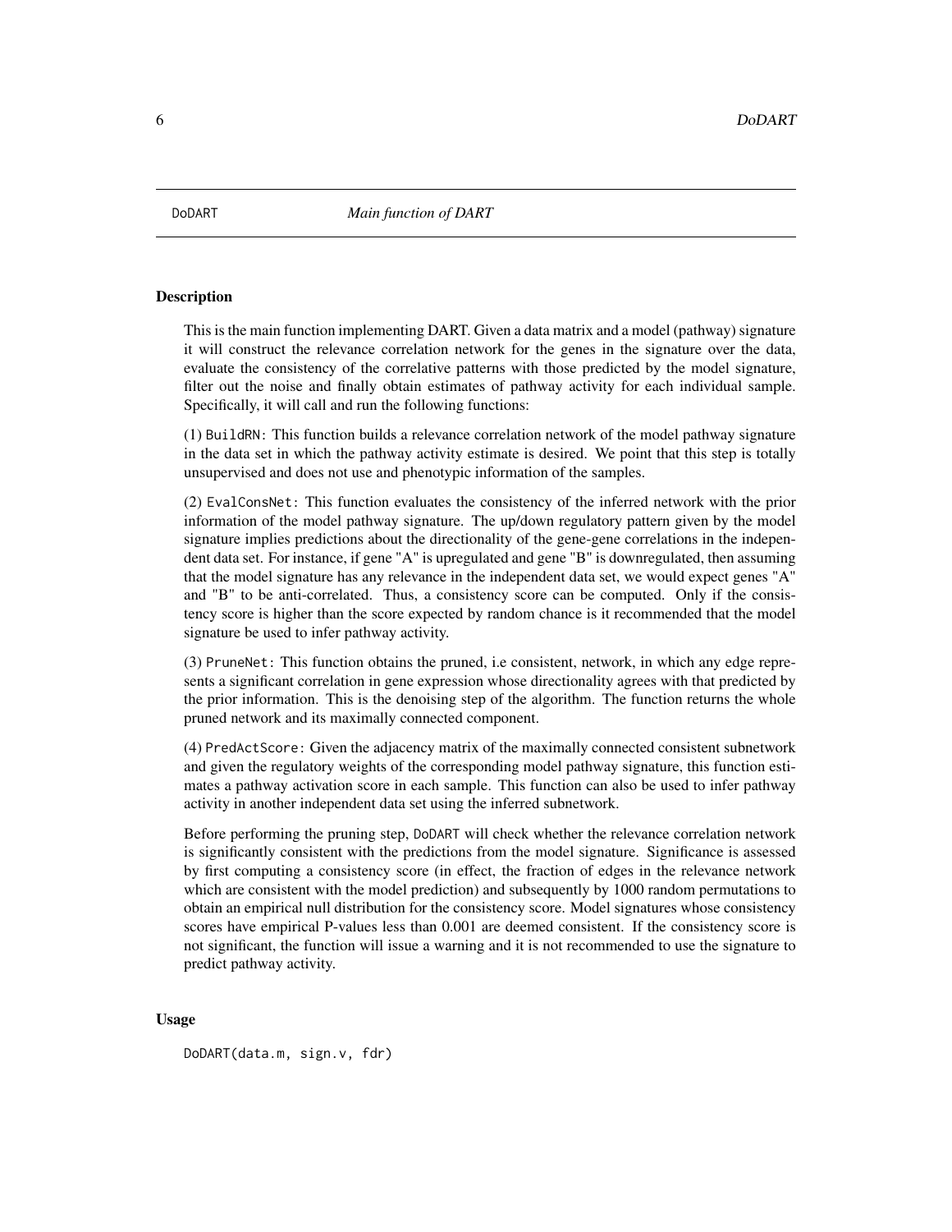DoDART *Main function of DART*

## Description

This is the main function implementing DART. Given a data matrix and a model (pathway) signature it will construct the relevance correlation network for the genes in the signature over the data, evaluate the consistency of the correlative patterns with those predicted by the model signature, filter out the noise and finally obtain estimates of pathway activity for each individual sample. Specifically, it will call and run the following functions:

(1) `BuildRN`: This function builds a relevance correlation network of the model pathway signature in the data set in which the pathway activity estimate is desired. We point that this step is totally unsupervised and does not use and phenotypic information of the samples.

(2) `EvalConsNet`: This function evaluates the consistency of the inferred network with the prior information of the model pathway signature. The up/down regulatory pattern given by the model signature implies predictions about the directionality of the gene-gene correlations in the independent data set. For instance, if gene "A" is upregulated and gene "B" is downregulated, then assuming that the model signature has any relevance in the independent data set, we would expect genes "A" and "B" to be anti-correlated. Thus, a consistency score can be computed. Only if the consistency score is higher than the score expected by random chance is it recommended that the model signature be used to infer pathway activity.

(3) `PruneNet`: This function obtains the pruned, i.e consistent, network, in which any edge represents a significant correlation in gene expression whose directionality agrees with that predicted by the prior information. This is the denoising step of the algorithm. The function returns the whole pruned network and its maximally connected component.

(4) `PredActScore`: Given the adjacency matrix of the maximally connected consistent subnetwork and given the regulatory weights of the corresponding model pathway signature, this function estimates a pathway activation score in each sample. This function can also be used to infer pathway activity in another independent data set using the inferred subnetwork.

Before performing the pruning step, `DoDART` will check whether the relevance correlation network is significantly consistent with the predictions from the model signature. Significance is assessed by first computing a consistency score (in effect, the fraction of edges in the relevance network which are consistent with the model prediction) and subsequently by 1000 random permutations to obtain an empirical null distribution for the consistency score. Model signatures whose consistency scores have empirical P-values less than 0.001 are deemed consistent. If the consistency score is not significant, the function will issue a warning and it is not recommended to use the signature to predict pathway activity.

## Usage

```
DoDART(data.m, sign.v, fdr)
```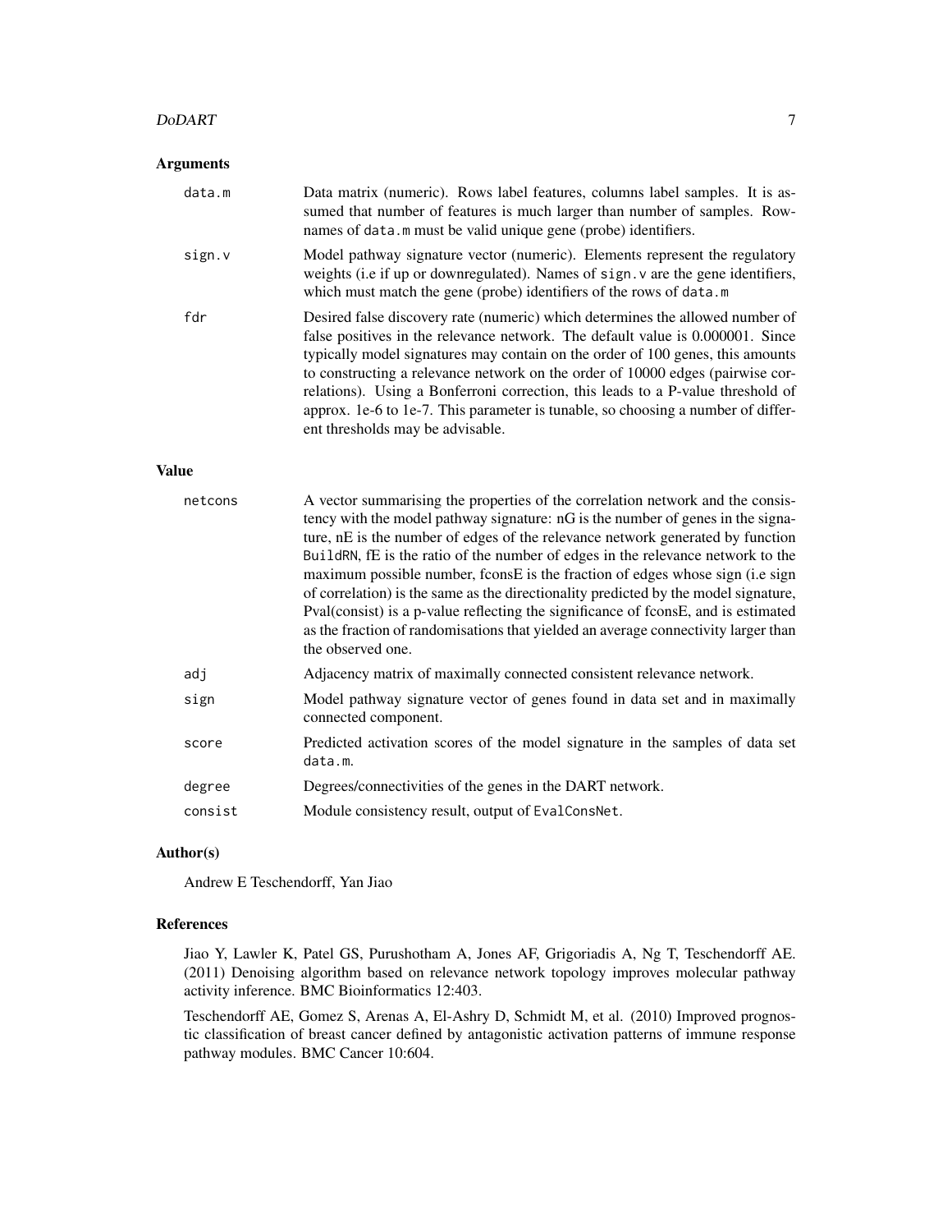## Arguments

- `data.m`: Data matrix (numeric). Rows label features, columns label samples. It is assumed that number of features is much larger than number of samples. Rownames of `data.m` must be valid unique gene (probe) identifiers.
- `sign.v`: Model pathway signature vector (numeric). Elements represent the regulatory weights (i.e if up or downregulated). Names of `sign.v` are the gene identifiers, which must match the gene (probe) identifiers of the rows of `data.m`
- `fdr`: Desired false discovery rate (numeric) which determines the allowed number of false positives in the relevance network. The default value is 0.000001. Since typically model signatures may contain on the order of 100 genes, this amounts to constructing a relevance network on the order of 10000 edges (pairwise correlations). Using a Bonferroni correction, this leads to a P-value threshold of approx. 1e-6 to 1e-7. This parameter is tunable, so choosing a number of different thresholds may be advisable.

## Value

- `netcons`: A vector summarising the properties of the correlation network and the consistency with the model pathway signature: nG is the number of genes in the signature, nE is the number of edges of the relevance network generated by function `BuildRN`, fE is the ratio of the number of edges in the relevance network to the maximum possible number, fconsE is the fraction of edges whose sign (i.e sign of correlation) is the same as the directionality predicted by the model signature, Pval(consist) is a p-value reflecting the significance of fconsE, and is estimated as the fraction of randomisations that yielded an average connectivity larger than the observed one.
- `adj`: Adjacency matrix of maximally connected consistent relevance network.
- `sign`: Model pathway signature vector of genes found in data set and in maximally connected component.
- `score`: Predicted activation scores of the model signature in the samples of data set `data.m`.
- `degree`: Degrees/connectivities of the genes in the DART network.
- `consist`: Module consistency result, output of `EvalConsNet`.

## Author(s)

Andrew E Teschendorff, Yan Jiao

## References

Jiao Y, Lawler K, Patel GS, Purushotham A, Jones AF, Grigoriadis A, Ng T, Teschendorff AE. (2011) Denoising algorithm based on relevance network topology improves molecular pathway activity inference. BMC Bioinformatics 12:403.

Teschendorff AE, Gomez S, Arenas A, El-Ashry D, Schmidt M, et al. (2010) Improved prognostic classification of breast cancer defined by antagonistic activation patterns of immune response pathway modules. BMC Cancer 10:604.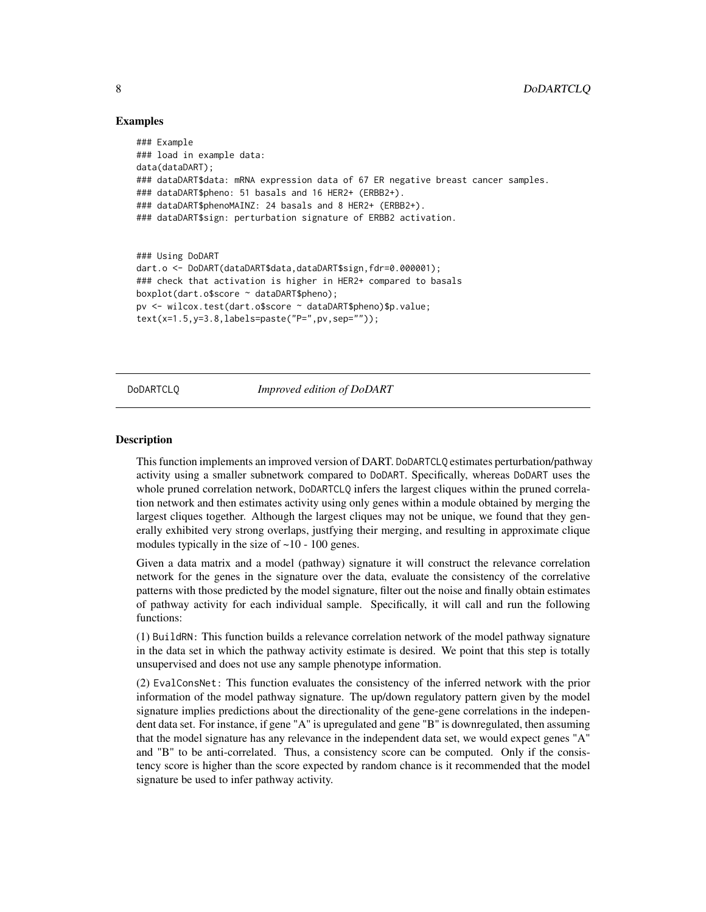## Examples

```
### Example
### load in example data:
data(dataDART);
### dataDART$data: mRNA expression data of 67 ER negative breast cancer samples.
### dataDART$pheno: 51 basals and 16 HER2+ (ERBB2+).
### dataDART$phenoMAINZ: 24 basals and 8 HER2+ (ERBB2+).
### dataDART$sign: perturbation signature of ERBB2 activation.


### Using DoDART
dart.o <- DoDART(dataDART$data,dataDART$sign,fdr=0.000001);
### check that activation is higher in HER2+ compared to basals
boxplot(dart.o$score ~ dataDART$pheno);
pv <- wilcox.test(dart.o$score ~ dataDART$pheno)$p.value;
text(x=1.5,y=3.8,labels=paste("P=",pv,sep=""));
```

---

# DoDARTCLQ *Improved edition of DoDART*

---

## Description

This function implements an improved version of DART. DoDARTCLQ estimates perturbation/pathway activity using a smaller subnetwork compared to DoDART. Specifically, whereas DoDART uses the whole pruned correlation network, DoDARTCLQ infers the largest cliques within the pruned correlation network and then estimates activity using only genes within a module obtained by merging the largest cliques together. Although the largest cliques may not be unique, we found that they generally exhibited very strong overlaps, justfying their merging, and resulting in approximate clique modules typically in the size of ~10 - 100 genes.

Given a data matrix and a model (pathway) signature it will construct the relevance correlation network for the genes in the signature over the data, evaluate the consistency of the correlative patterns with those predicted by the model signature, filter out the noise and finally obtain estimates of pathway activity for each individual sample. Specifically, it will call and run the following functions:

(1) BuildRN: This function builds a relevance correlation network of the model pathway signature in the data set in which the pathway activity estimate is desired. We point that this step is totally unsupervised and does not use any sample phenotype information.

(2) EvalConsNet: This function evaluates the consistency of the inferred network with the prior information of the model pathway signature. The up/down regulatory pattern given by the model signature implies predictions about the directionality of the gene-gene correlations in the independent data set. For instance, if gene "A" is upregulated and gene "B" is downregulated, then assuming that the model signature has any relevance in the independent data set, we would expect genes "A" and "B" to be anti-correlated. Thus, a consistency score can be computed. Only if the consistency score is higher than the score expected by random chance is it recommended that the model signature be used to infer pathway activity.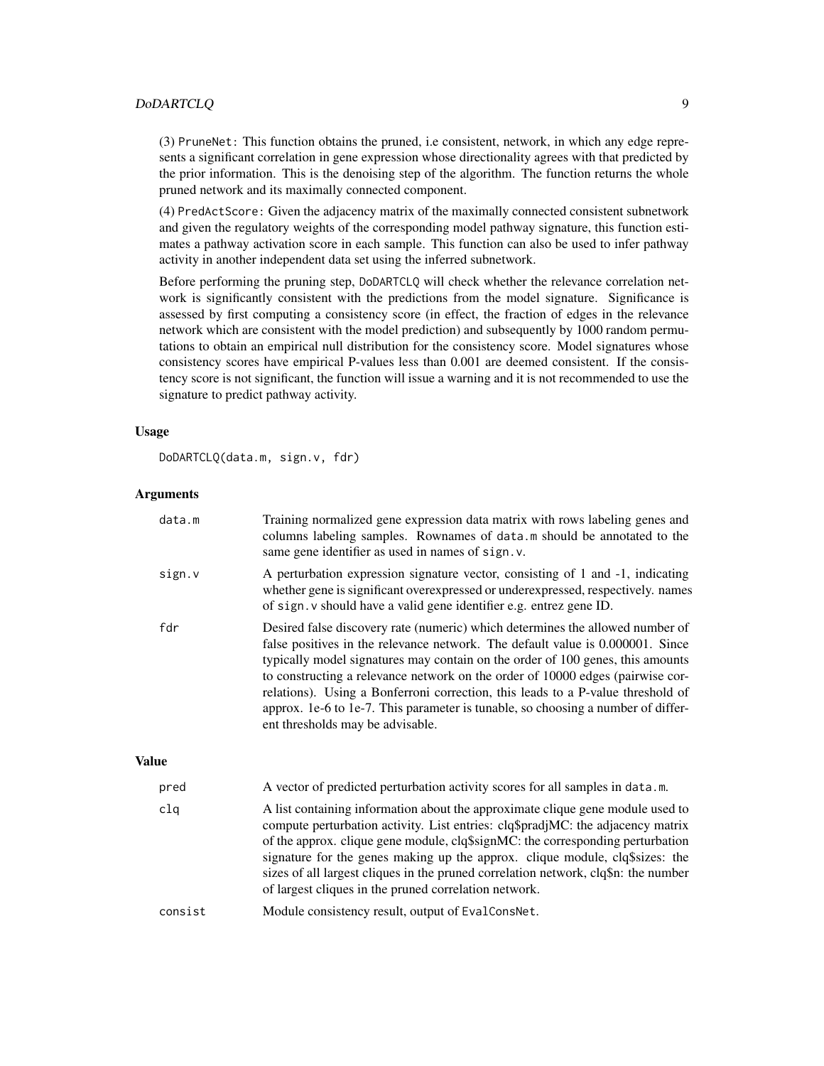(3) `PruneNet`: This function obtains the pruned, i.e consistent, network, in which any edge represents a significant correlation in gene expression whose directionality agrees with that predicted by the prior information. This is the denoising step of the algorithm. The function returns the whole pruned network and its maximally connected component.

(4) `PredActScore`: Given the adjacency matrix of the maximally connected consistent subnetwork and given the regulatory weights of the corresponding model pathway signature, this function estimates a pathway activation score in each sample. This function can also be used to infer pathway activity in another independent data set using the inferred subnetwork.

Before performing the pruning step, `DoDARTCLQ` will check whether the relevance correlation network is significantly consistent with the predictions from the model signature. Significance is assessed by first computing a consistency score (in effect, the fraction of edges in the relevance network which are consistent with the model prediction) and subsequently by 1000 random permutations to obtain an empirical null distribution for the consistency score. Model signatures whose consistency scores have empirical P-values less than 0.001 are deemed consistent. If the consistency score is not significant, the function will issue a warning and it is not recommended to use the signature to predict pathway activity.

### Usage

```
DoDARTCLQ(data.m, sign.v, fdr)
```

### Arguments

| | |
|---|---|
| `data.m` | Training normalized gene expression data matrix with rows labeling genes and columns labeling samples. Rownames of `data.m` should be annotated to the same gene identifier as used in names of `sign.v`. |
| `sign.v` | A perturbation expression signature vector, consisting of 1 and -1, indicating whether gene is significant overexpressed or underexpressed, respectively. names of `sign.v` should have a valid gene identifier e.g. entrez gene ID. |
| `fdr` | Desired false discovery rate (numeric) which determines the allowed number of false positives in the relevance network. The default value is 0.000001. Since typically model signatures may contain on the order of 100 genes, this amounts to constructing a relevance network on the order of 10000 edges (pairwise correlations). Using a Bonferroni correction, this leads to a P-value threshold of approx. 1e-6 to 1e-7. This parameter is tunable, so choosing a number of different thresholds may be advisable. |

### Value

| | |
|---|---|
| `pred` | A vector of predicted perturbation activity scores for all samples in `data.m`. |
| `clq` | A list containing information about the approximate clique gene module used to compute perturbation activity. List entries: clq$pradjMC: the adjacency matrix of the approx. clique gene module, clq$signMC: the corresponding perturbation signature for the genes making up the approx. clique module, clq$sizes: the sizes of all largest cliques in the pruned correlation network, clq$n: the number of largest cliques in the pruned correlation network. |
| `consist` | Module consistency result, output of `EvalConsNet`. |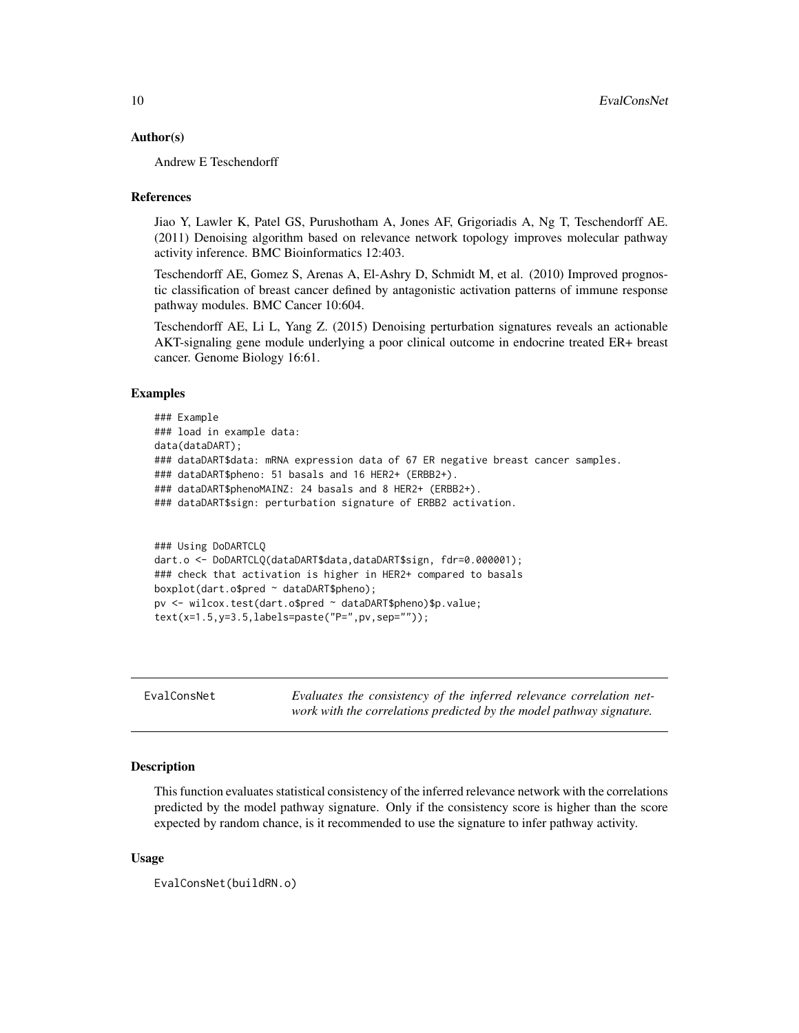### Author(s)

Andrew E Teschendorff

### References

Jiao Y, Lawler K, Patel GS, Purushotham A, Jones AF, Grigoriadis A, Ng T, Teschendorff AE. (2011) Denoising algorithm based on relevance network topology improves molecular pathway activity inference. BMC Bioinformatics 12:403.

Teschendorff AE, Gomez S, Arenas A, El-Ashry D, Schmidt M, et al. (2010) Improved prognostic classification of breast cancer defined by antagonistic activation patterns of immune response pathway modules. BMC Cancer 10:604.

Teschendorff AE, Li L, Yang Z. (2015) Denoising perturbation signatures reveals an actionable AKT-signaling gene module underlying a poor clinical outcome in endocrine treated ER+ breast cancer. Genome Biology 16:61.

### Examples

```
### Example
### load in example data:
data(dataDART);
### dataDART$data: mRNA expression data of 67 ER negative breast cancer samples.
### dataDART$pheno: 51 basals and 16 HER2+ (ERBB2+).
### dataDART$phenoMAINZ: 24 basals and 8 HER2+ (ERBB2+).
### dataDART$sign: perturbation signature of ERBB2 activation.


### Using DoDARTCLQ
dart.o <- DoDARTCLQ(dataDART$data,dataDART$sign, fdr=0.000001);
### check that activation is higher in HER2+ compared to basals
boxplot(dart.o$pred ~ dataDART$pheno);
pv <- wilcox.test(dart.o$pred ~ dataDART$pheno)$p.value;
text(x=1.5,y=3.5,labels=paste("P=",pv,sep=""));
```

---

## EvalConsNet

*Evaluates the consistency of the inferred relevance correlation network with the correlations predicted by the model pathway signature.*

---

### Description

This function evaluates statistical consistency of the inferred relevance network with the correlations predicted by the model pathway signature. Only if the consistency score is higher than the score expected by random chance, is it recommended to use the signature to infer pathway activity.

### Usage

```
EvalConsNet(buildRN.o)
```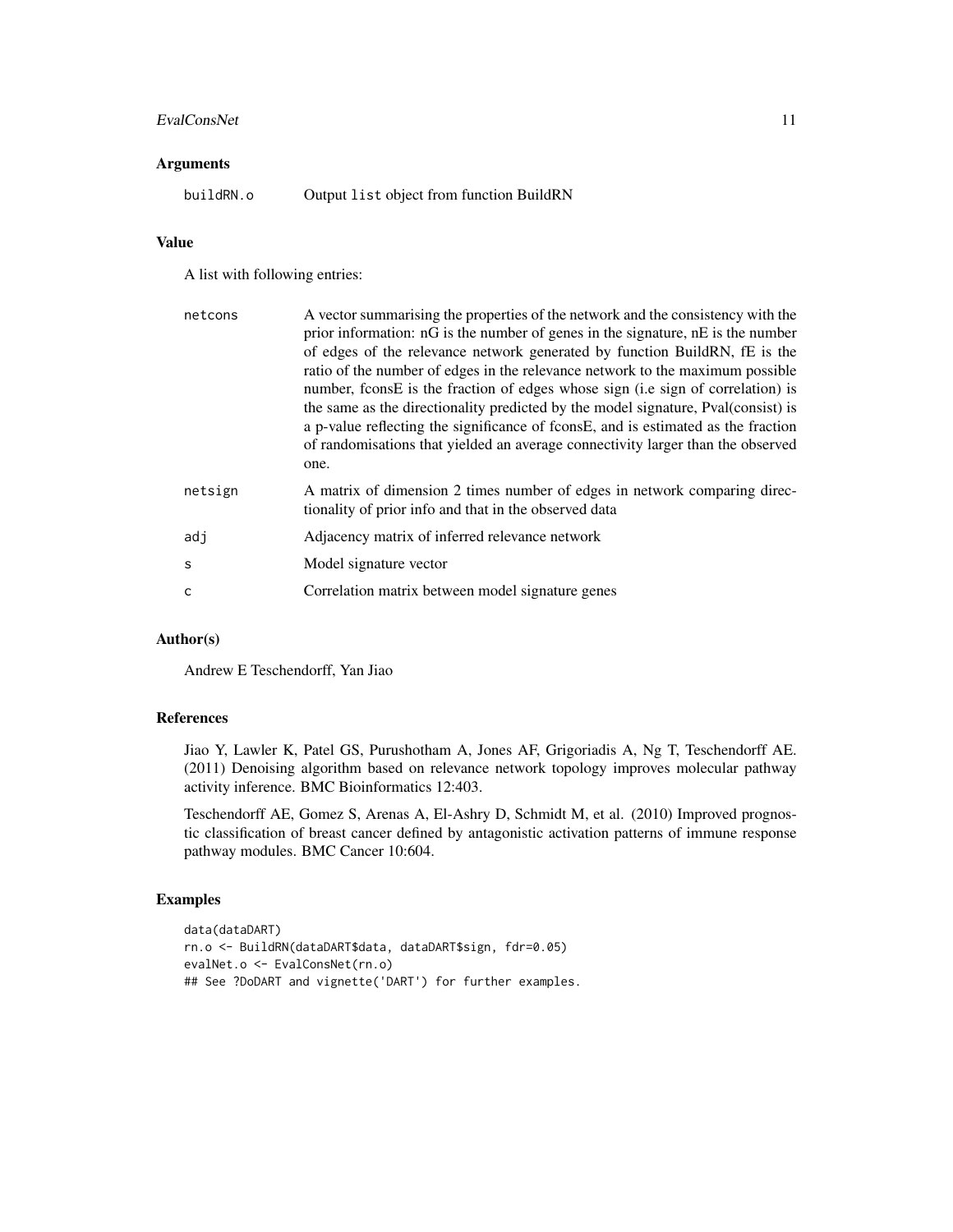### Arguments

| | |
|---|---|
| buildRN.o | Output list object from function BuildRN |

### Value

A list with following entries:

| | |
|---|---|
| netcons | A vector summarising the properties of the network and the consistency with the prior information: nG is the number of genes in the signature, nE is the number of edges of the relevance network generated by function BuildRN, fE is the ratio of the number of edges in the relevance network to the maximum possible number, fconsE is the fraction of edges whose sign (i.e sign of correlation) is the same as the directionality predicted by the model signature, Pval(consist) is a p-value reflecting the significance of fconsE, and is estimated as the fraction of randomisations that yielded an average connectivity larger than the observed one. |
| netsign | A matrix of dimension 2 times number of edges in network comparing directionality of prior info and that in the observed data |
| adj | Adjacency matrix of inferred relevance network |
| s | Model signature vector |
| c | Correlation matrix between model signature genes |

### Author(s)

Andrew E Teschendorff, Yan Jiao

### References

Jiao Y, Lawler K, Patel GS, Purushotham A, Jones AF, Grigoriadis A, Ng T, Teschendorff AE. (2011) Denoising algorithm based on relevance network topology improves molecular pathway activity inference. BMC Bioinformatics 12:403.

Teschendorff AE, Gomez S, Arenas A, El-Ashry D, Schmidt M, et al. (2010) Improved prognostic classification of breast cancer defined by antagonistic activation patterns of immune response pathway modules. BMC Cancer 10:604.

### Examples

```
data(dataDART)
rn.o <- BuildRN(dataDART$data, dataDART$sign, fdr=0.05)
evalNet.o <- EvalConsNet(rn.o)
## See ?DoDART and vignette('DART') for further examples.
```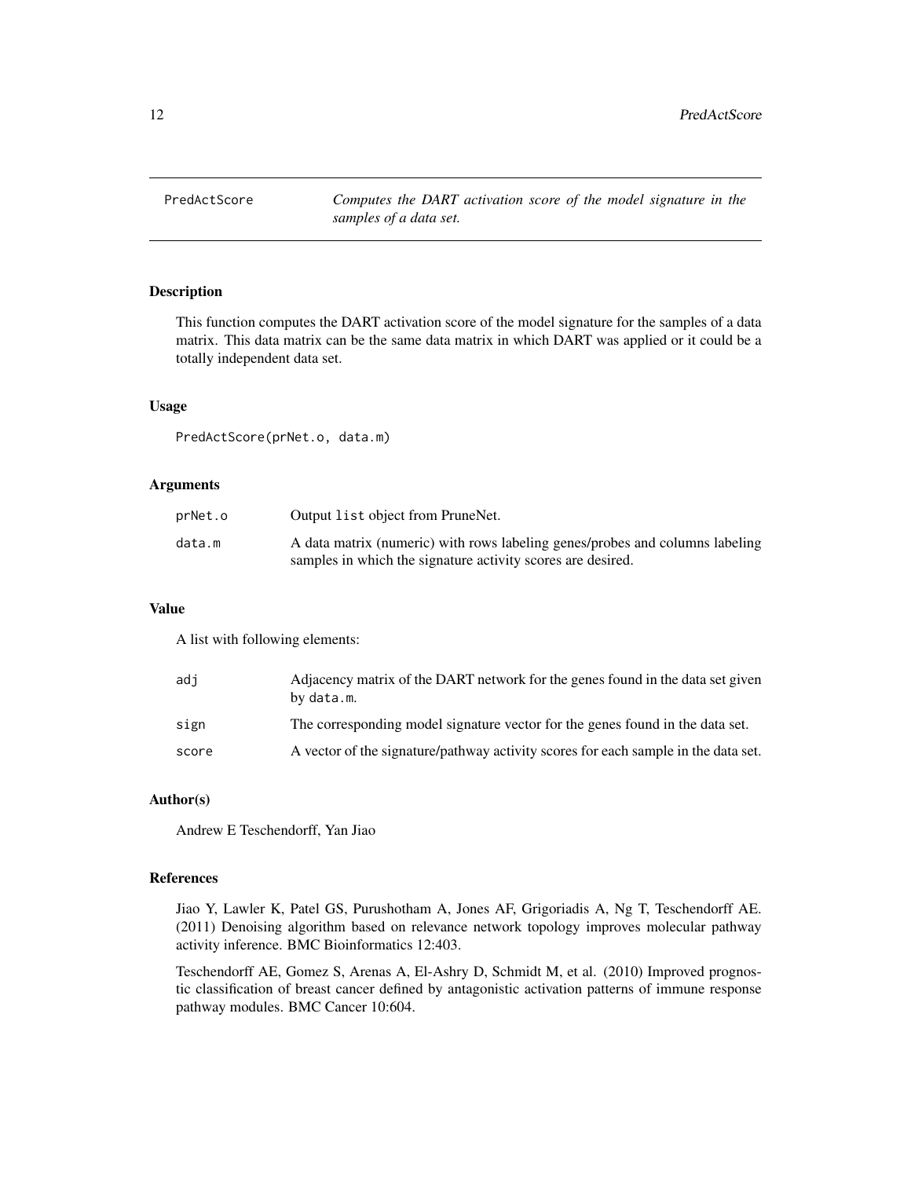PredActScore — *Computes the DART activation score of the model signature in the samples of a data set.*

## Description

This function computes the DART activation score of the model signature for the samples of a data matrix. This data matrix can be the same data matrix in which DART was applied or it could be a totally independent data set.

## Usage

```
PredActScore(prNet.o, data.m)
```

## Arguments

| | |
|---|---|
| `prNet.o` | Output `list` object from PruneNet. |
| `data.m` | A data matrix (numeric) with rows labeling genes/probes and columns labeling samples in which the signature activity scores are desired. |

## Value

A list with following elements:

| | |
|---|---|
| `adj` | Adjacency matrix of the DART network for the genes found in the data set given by `data.m`. |
| `sign` | The corresponding model signature vector for the genes found in the data set. |
| `score` | A vector of the signature/pathway activity scores for each sample in the data set. |

## Author(s)

Andrew E Teschendorff, Yan Jiao

## References

Jiao Y, Lawler K, Patel GS, Purushotham A, Jones AF, Grigoriadis A, Ng T, Teschendorff AE. (2011) Denoising algorithm based on relevance network topology improves molecular pathway activity inference. BMC Bioinformatics 12:403.

Teschendorff AE, Gomez S, Arenas A, El-Ashry D, Schmidt M, et al. (2010) Improved prognostic classification of breast cancer defined by antagonistic activation patterns of immune response pathway modules. BMC Cancer 10:604.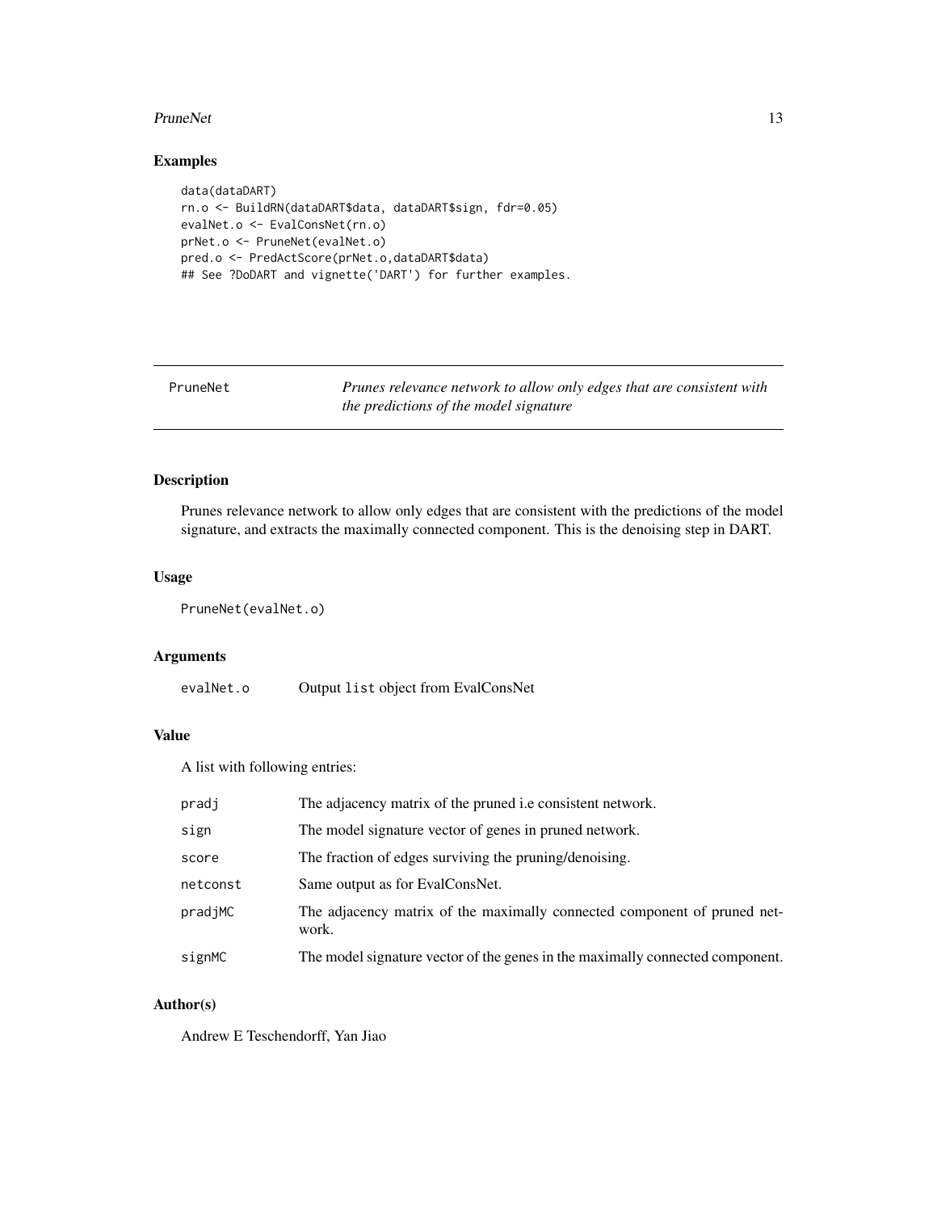## Examples

```
data(dataDART)
rn.o <- BuildRN(dataDART$data, dataDART$sign, fdr=0.05)
evalNet.o <- EvalConsNet(rn.o)
prNet.o <- PruneNet(evalNet.o)
pred.o <- PredActScore(prNet.o,dataDART$data)
## See ?DoDART and vignette('DART') for further examples.
```

---

# PruneNet — *Prunes relevance network to allow only edges that are consistent with the predictions of the model signature*

---

## Description

Prunes relevance network to allow only edges that are consistent with the predictions of the model signature, and extracts the maximally connected component. This is the denoising step in DART.

## Usage

```
PruneNet(evalNet.o)
```

## Arguments

| | |
|---|---|
| `evalNet.o` | Output `list` object from EvalConsNet |

## Value

A list with following entries:

| | |
|---|---|
| `pradj` | The adjacency matrix of the pruned i.e consistent network. |
| `sign` | The model signature vector of genes in pruned network. |
| `score` | The fraction of edges surviving the pruning/denoising. |
| `netconst` | Same output as for EvalConsNet. |
| `pradjMC` | The adjacency matrix of the maximally connected component of pruned network. |
| `signMC` | The model signature vector of the genes in the maximally connected component. |

## Author(s)

Andrew E Teschendorff, Yan Jiao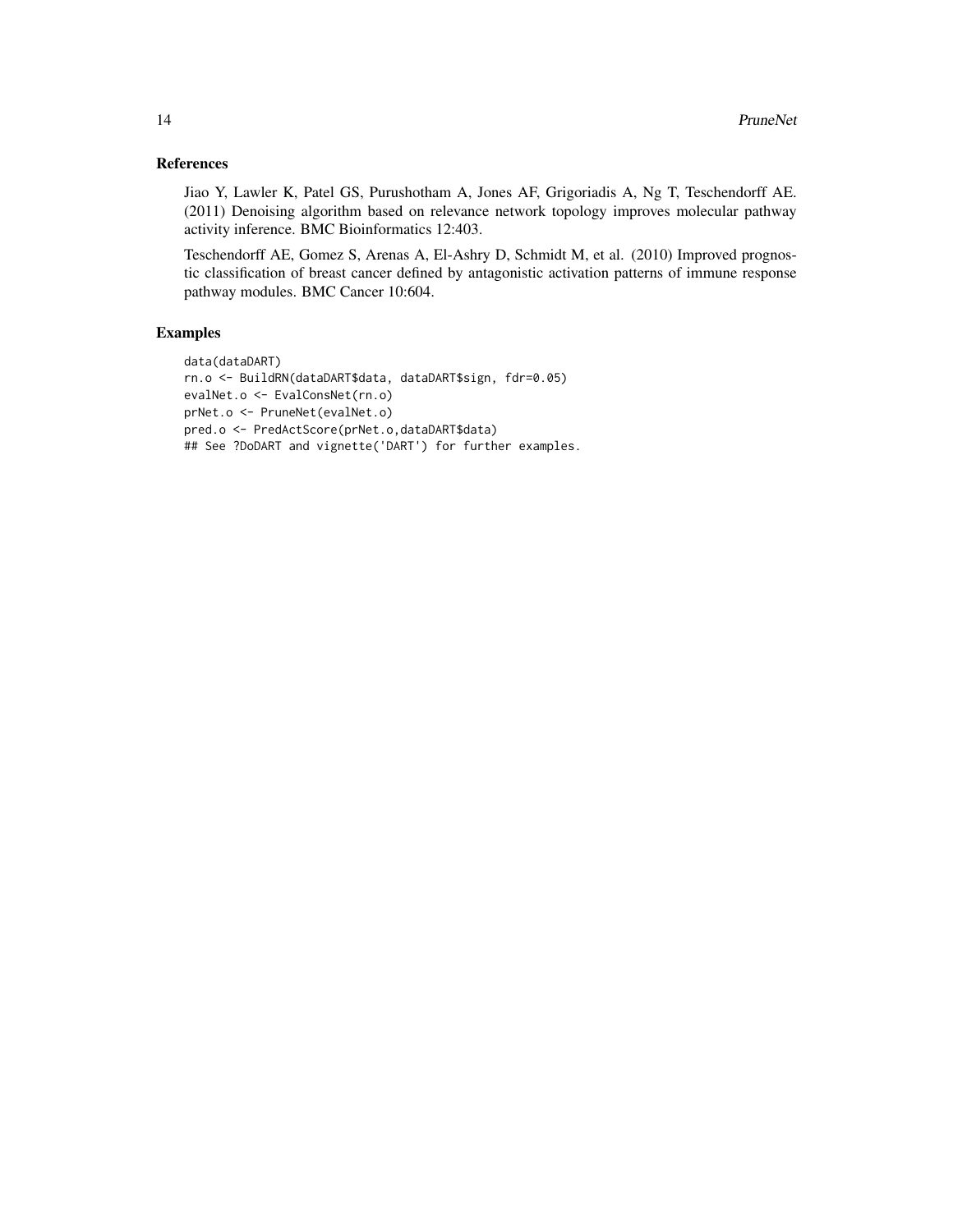## References

Jiao Y, Lawler K, Patel GS, Purushotham A, Jones AF, Grigoriadis A, Ng T, Teschendorff AE. (2011) Denoising algorithm based on relevance network topology improves molecular pathway activity inference. BMC Bioinformatics 12:403.

Teschendorff AE, Gomez S, Arenas A, El-Ashry D, Schmidt M, et al. (2010) Improved prognostic classification of breast cancer defined by antagonistic activation patterns of immune response pathway modules. BMC Cancer 10:604.

## Examples

```
data(dataDART)
rn.o <- BuildRN(dataDART$data, dataDART$sign, fdr=0.05)
evalNet.o <- EvalConsNet(rn.o)
prNet.o <- PruneNet(evalNet.o)
pred.o <- PredActScore(prNet.o,dataDART$data)
## See ?DoDART and vignette('DART') for further examples.
```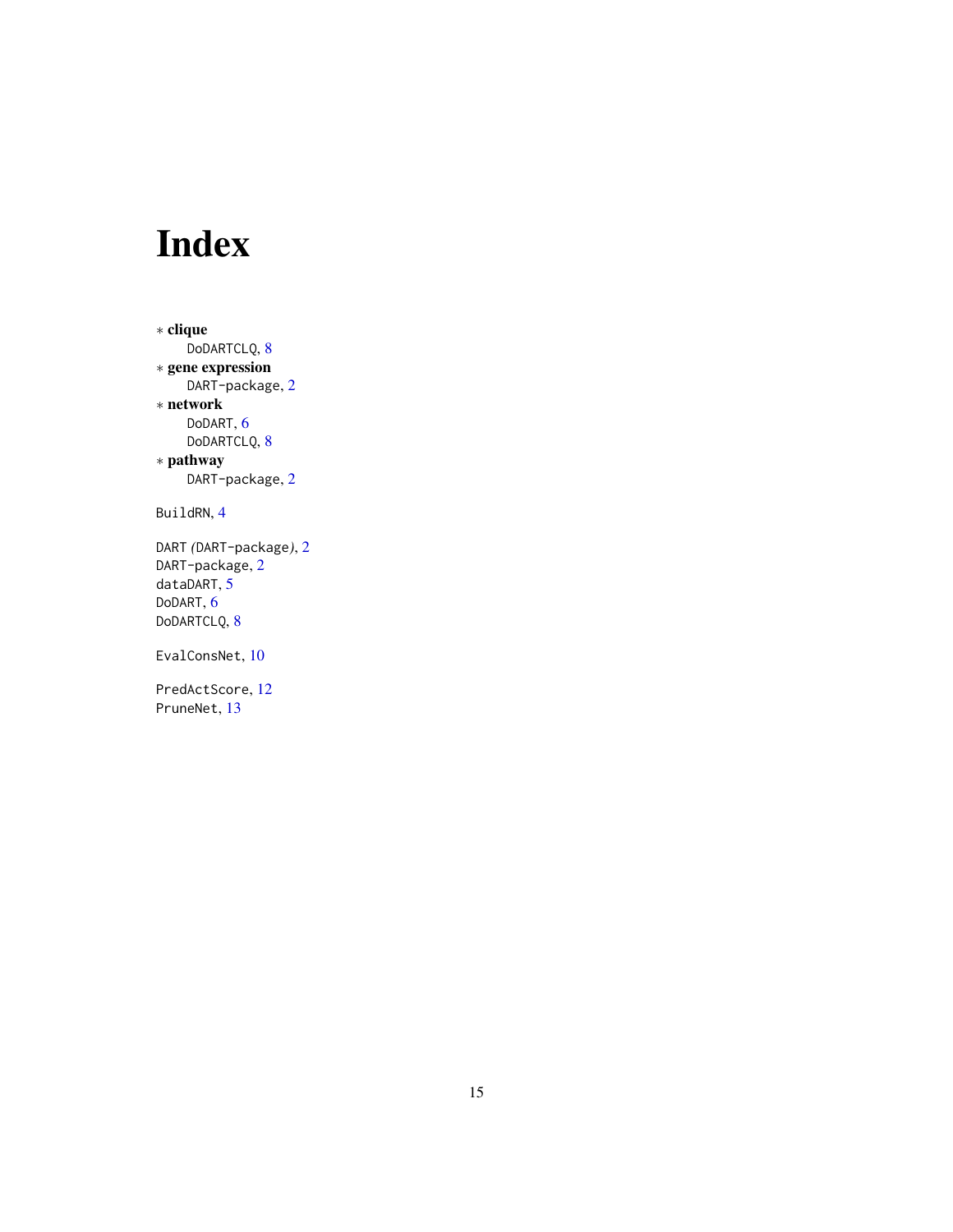# Index

∗ **clique**
  DoDARTCLQ, 8

∗ **gene expression**
  DART-package, 2

∗ **network**
  DoDART, 6
  DoDARTCLQ, 8

∗ **pathway**
  DART-package, 2

BuildRN, 4

DART *(*DART-package*)*, 2
DART-package, 2
dataDART, 5
DoDART, 6
DoDARTCLQ, 8

EvalConsNet, 10

PredActScore, 12
PruneNet, 13